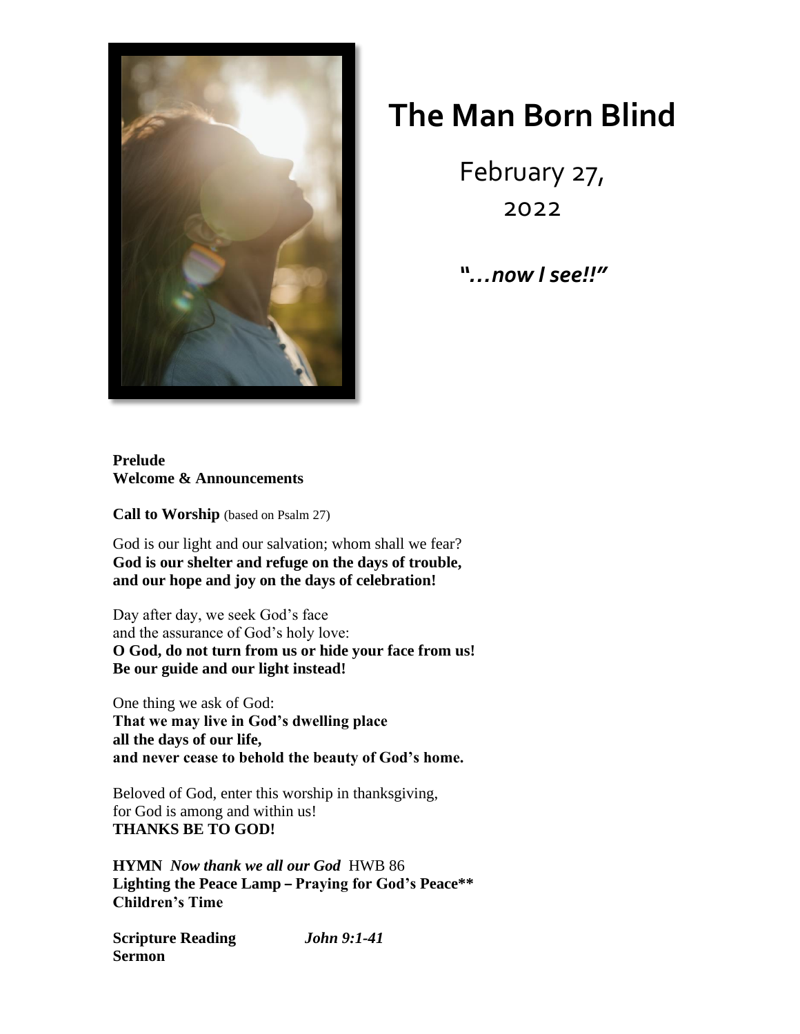# The Man Born Blind

February 27,
2022

***"…now I see!!"***

**Prelude**
**Welcome & Announcements**

**Call to Worship** (based on Psalm 27)

God is our light and our salvation; whom shall we fear?
**God is our shelter and refuge on the days of trouble,**
**and our hope and joy on the days of celebration!**

Day after day, we seek God's face
and the assurance of God's holy love:
**O God, do not turn from us or hide your face from us!**
**Be our guide and our light instead!**

One thing we ask of God:
**That we may live in God's dwelling place**
**all the days of our life,**
**and never cease to behold the beauty of God's home.**

Beloved of God, enter this worship in thanksgiving,
for God is among and within us!
**THANKS BE TO GOD!**

**HYMN** ***Now thank we all our God*** HWB 86
**Lighting the Peace Lamp – Praying for God's Peace****
**Children's Time**

**Scripture Reading** ***John 9:1-41***
**Sermon**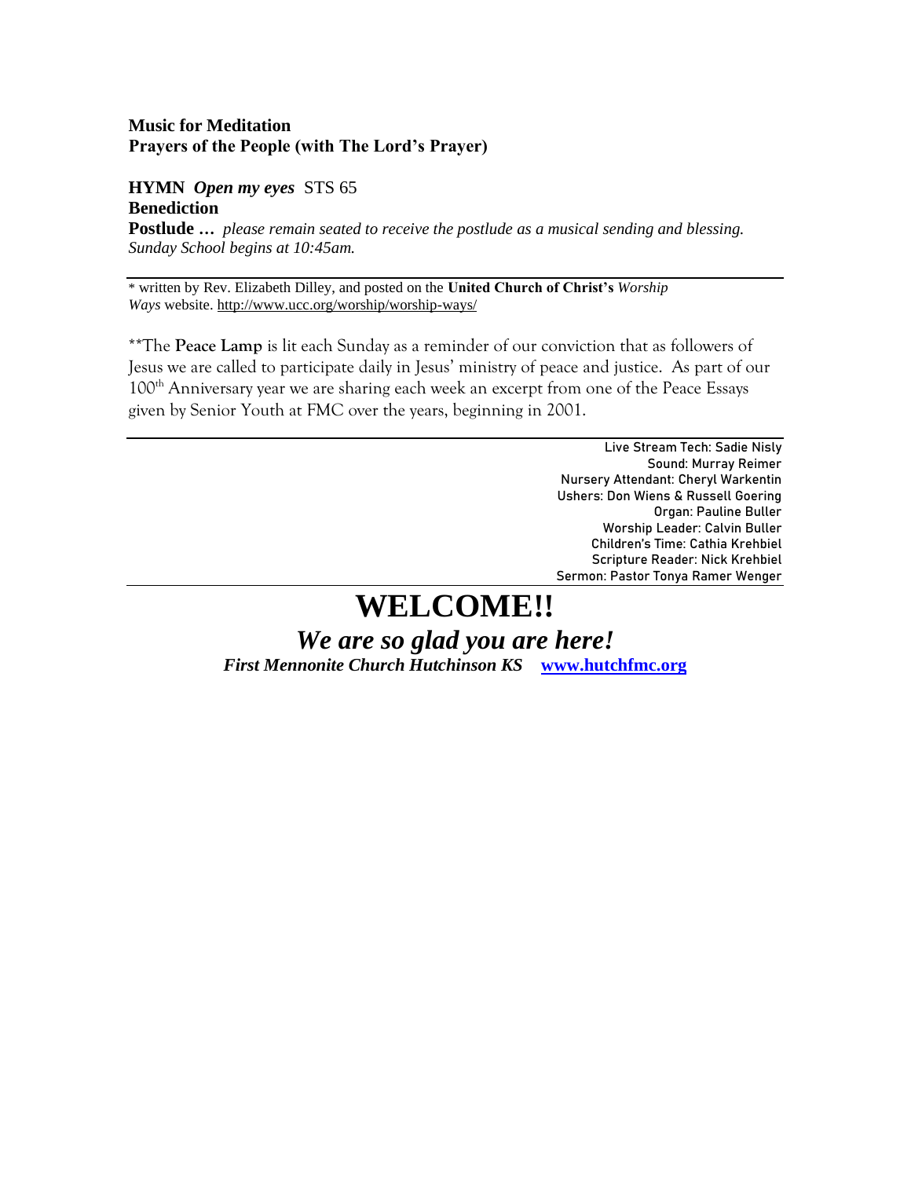**Music for Meditation**
**Prayers of the People (with The Lord's Prayer)**

**HYMN** ***Open my eyes*** STS 65
**Benediction**
**Postlude …** *please remain seated to receive the postlude as a musical sending and blessing.*
*Sunday School begins at 10:45am.*

---

* written by Rev. Elizabeth Dilley, and posted on the **United Church of Christ's** *Worship Ways* website. http://www.ucc.org/worship/worship-ways/

**The **Peace Lamp** is lit each Sunday as a reminder of our conviction that as followers of Jesus we are called to participate daily in Jesus' ministry of peace and justice. As part of our 100th Anniversary year we are sharing each week an excerpt from one of the Peace Essays given by Senior Youth at FMC over the years, beginning in 2001.

---

Live Stream Tech: Sadie Nisly
Sound: Murray Reimer
Nursery Attendant: Cheryl Warkentin
Ushers: Don Wiens & Russell Goering
Organ: Pauline Buller
Worship Leader: Calvin Buller
Children's Time: Cathia Krehbiel
Scripture Reader: Nick Krehbiel
Sermon: Pastor Tonya Ramer Wenger

---

# WELCOME!!

***We are so glad you are here!***

***First Mennonite Church Hutchinson KS*** **www.hutchfmc.org**